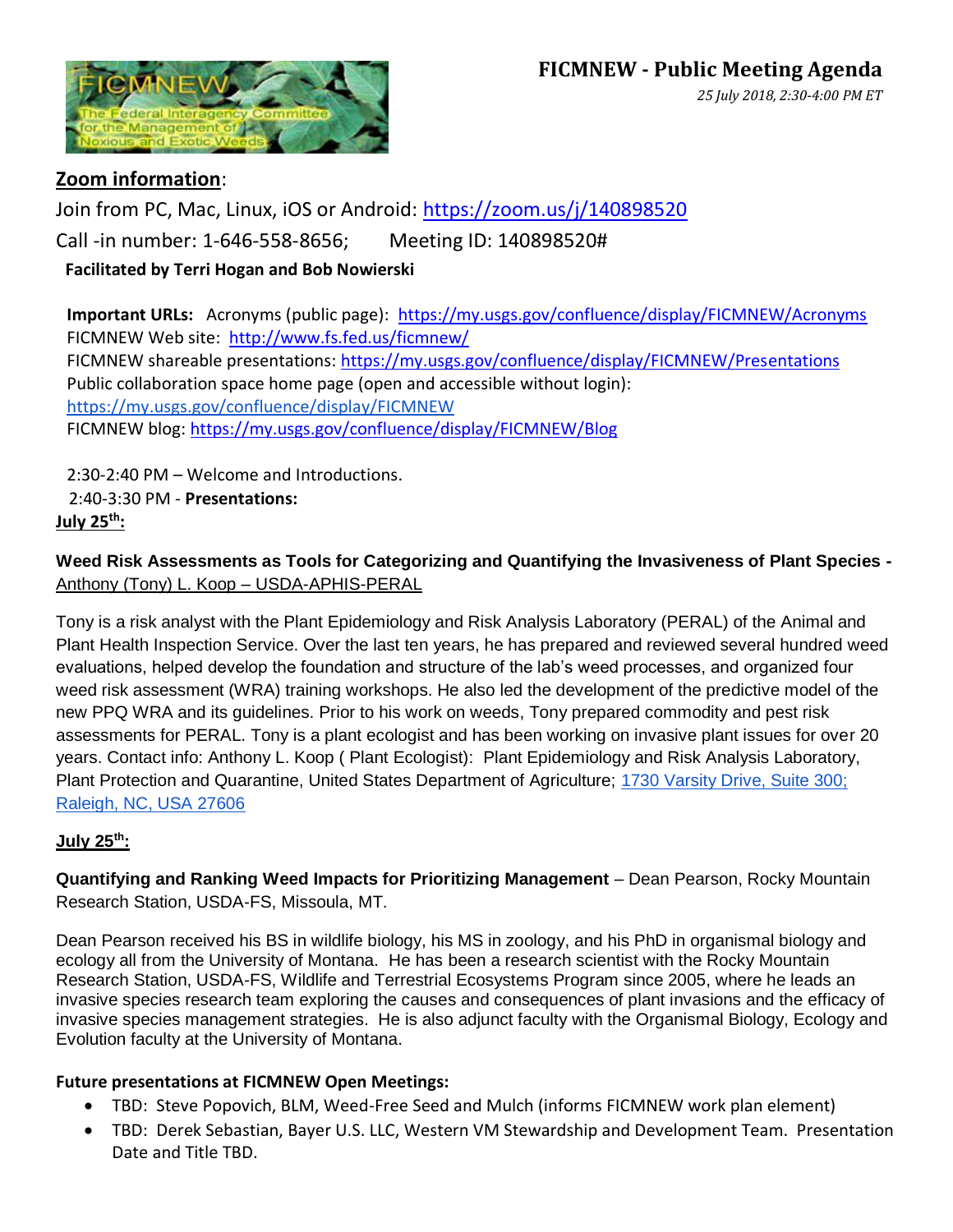# FICMNEW - Public Meeting Agenda

*25 July 2018, 2:30-4:00 PM ET*

**Zoom information**:

Join from PC, Mac, Linux, iOS or Android: https://zoom.us/j/140898520

Call -in number: 1-646-558-8656; Meeting ID: 140898520#

**Facilitated by Terri Hogan and Bob Nowierski**

**Important URLs:** Acronyms (public page): https://my.usgs.gov/confluence/display/FICMNEW/Acronyms
FICMNEW Web site: http://www.fs.fed.us/ficmnew/
FICMNEW shareable presentations: https://my.usgs.gov/confluence/display/FICMNEW/Presentations
Public collaboration space home page (open and accessible without login):
https://my.usgs.gov/confluence/display/FICMNEW
FICMNEW blog: https://my.usgs.gov/confluence/display/FICMNEW/Blog

2:30-2:40 PM – Welcome and Introductions.
2:40-3:30 PM - **Presentations:**

**July 25th:**

**Weed Risk Assessments as Tools for Categorizing and Quantifying the Invasiveness of Plant Species -** Anthony (Tony) L. Koop – USDA-APHIS-PERAL

Tony is a risk analyst with the Plant Epidemiology and Risk Analysis Laboratory (PERAL) of the Animal and Plant Health Inspection Service. Over the last ten years, he has prepared and reviewed several hundred weed evaluations, helped develop the foundation and structure of the lab's weed processes, and organized four weed risk assessment (WRA) training workshops. He also led the development of the predictive model of the new PPQ WRA and its guidelines. Prior to his work on weeds, Tony prepared commodity and pest risk assessments for PERAL. Tony is a plant ecologist and has been working on invasive plant issues for over 20 years. Contact info: Anthony L. Koop ( Plant Ecologist): Plant Epidemiology and Risk Analysis Laboratory, Plant Protection and Quarantine, United States Department of Agriculture; 1730 Varsity Drive, Suite 300; Raleigh, NC, USA 27606

**July 25th:**

**Quantifying and Ranking Weed Impacts for Prioritizing Management** – Dean Pearson, Rocky Mountain Research Station, USDA-FS, Missoula, MT.

Dean Pearson received his BS in wildlife biology, his MS in zoology, and his PhD in organismal biology and ecology all from the University of Montana. He has been a research scientist with the Rocky Mountain Research Station, USDA-FS, Wildlife and Terrestrial Ecosystems Program since 2005, where he leads an invasive species research team exploring the causes and consequences of plant invasions and the efficacy of invasive species management strategies. He is also adjunct faculty with the Organismal Biology, Ecology and Evolution faculty at the University of Montana.

**Future presentations at FICMNEW Open Meetings:**

- TBD: Steve Popovich, BLM, Weed-Free Seed and Mulch (informs FICMNEW work plan element)
- TBD: Derek Sebastian, Bayer U.S. LLC, Western VM Stewardship and Development Team. Presentation Date and Title TBD.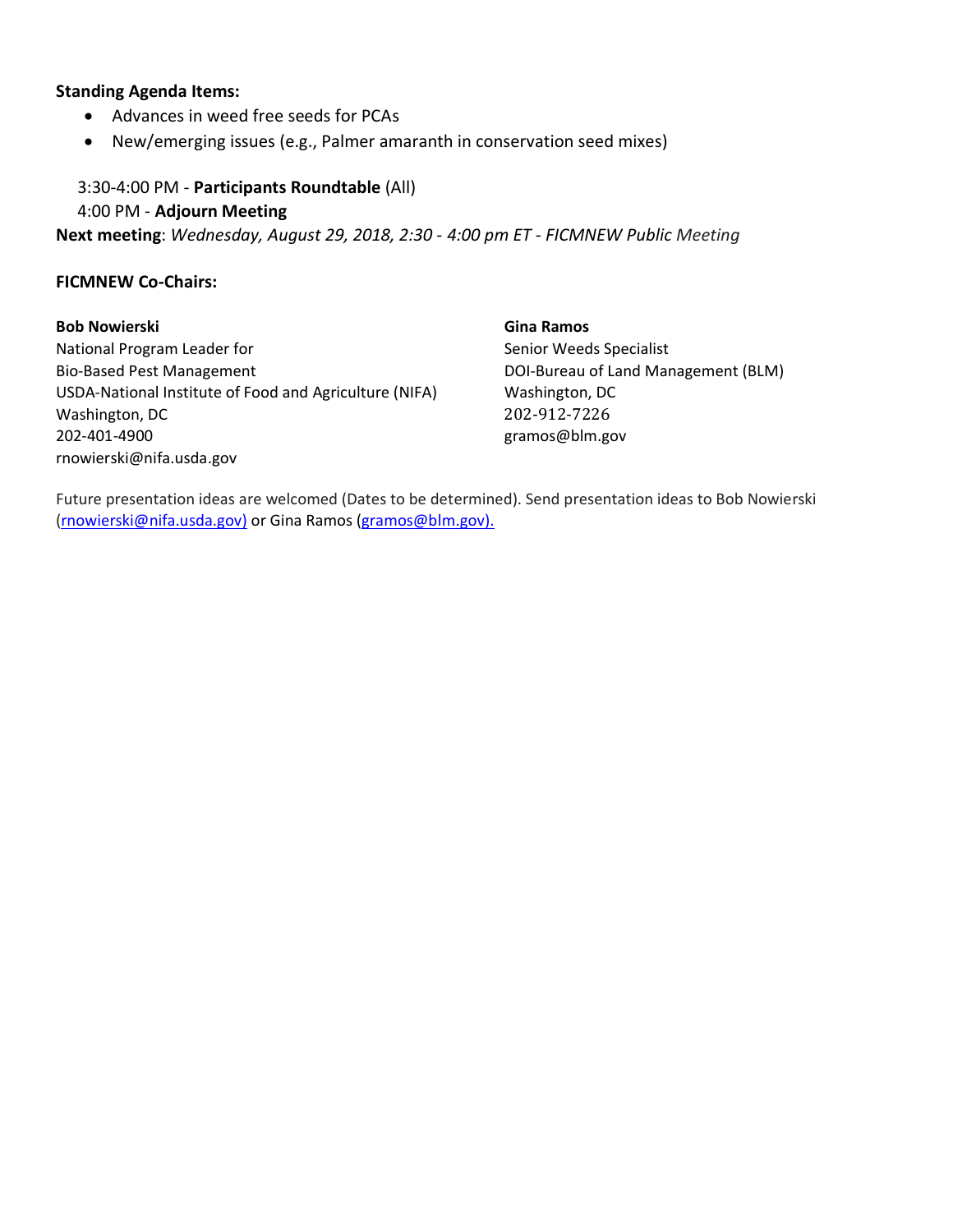**Standing Agenda Items:**

- Advances in weed free seeds for PCAs
- New/emerging issues (e.g., Palmer amaranth in conservation seed mixes)

3:30-4:00 PM - **Participants Roundtable** (All)

4:00 PM - **Adjourn Meeting**

**Next meeting**: *Wednesday, August 29, 2018, 2:30 - 4:00 pm ET - FICMNEW Public Meeting*

**FICMNEW Co-Chairs:**

**Bob Nowierski**
National Program Leader for
Bio-Based Pest Management
USDA-National Institute of Food and Agriculture (NIFA)
Washington, DC
202-401-4900
rnowierski@nifa.usda.gov

**Gina Ramos**
Senior Weeds Specialist
DOI-Bureau of Land Management (BLM)
Washington, DC
202-912-7226
gramos@blm.gov

Future presentation ideas are welcomed (Dates to be determined). Send presentation ideas to Bob Nowierski (rnowierski@nifa.usda.gov) or Gina Ramos (gramos@blm.gov).